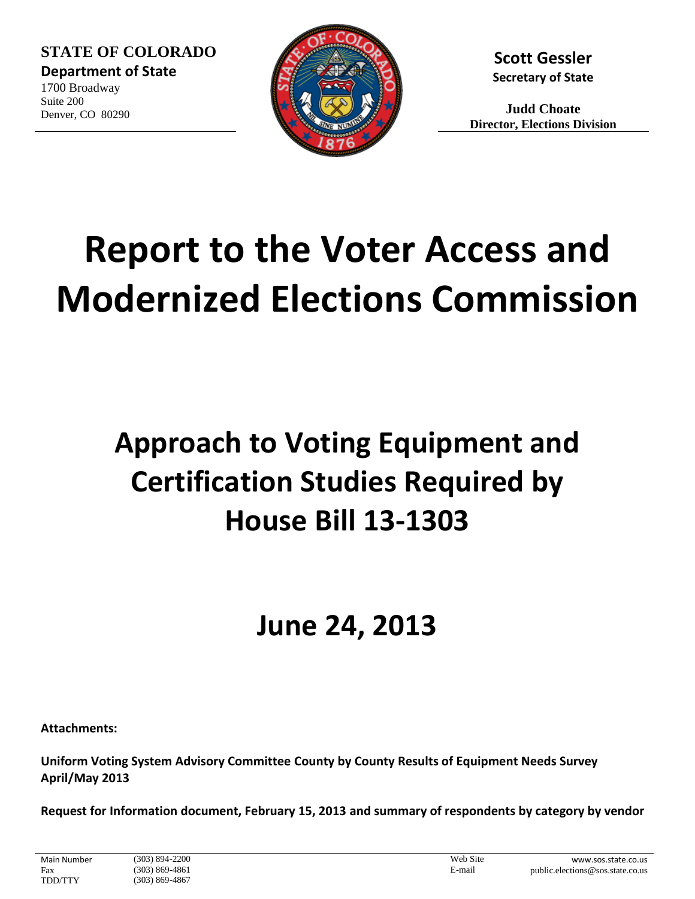**STATE OF COLORADO**
**Department of State**
1700 Broadway
Suite 200
Denver, CO 80290

**Scott Gessler**
**Secretary of State**

**Judd Choate**
**Director, Elections Division**

# Report to the Voter Access and Modernized Elections Commission

# Approach to Voting Equipment and Certification Studies Required by House Bill 13-1303

# June 24, 2013

**Attachments:**

**Uniform Voting System Advisory Committee County by County Results of Equipment Needs Survey April/May 2013**

**Request for Information document, February 15, 2013 and summary of respondents by category by vendor**

Main Number (303) 894-2200
Fax (303) 869-4861
TDD/TTY (303) 869-4867
Web Site www.sos.state.co.us
E-mail public.elections@sos.state.co.us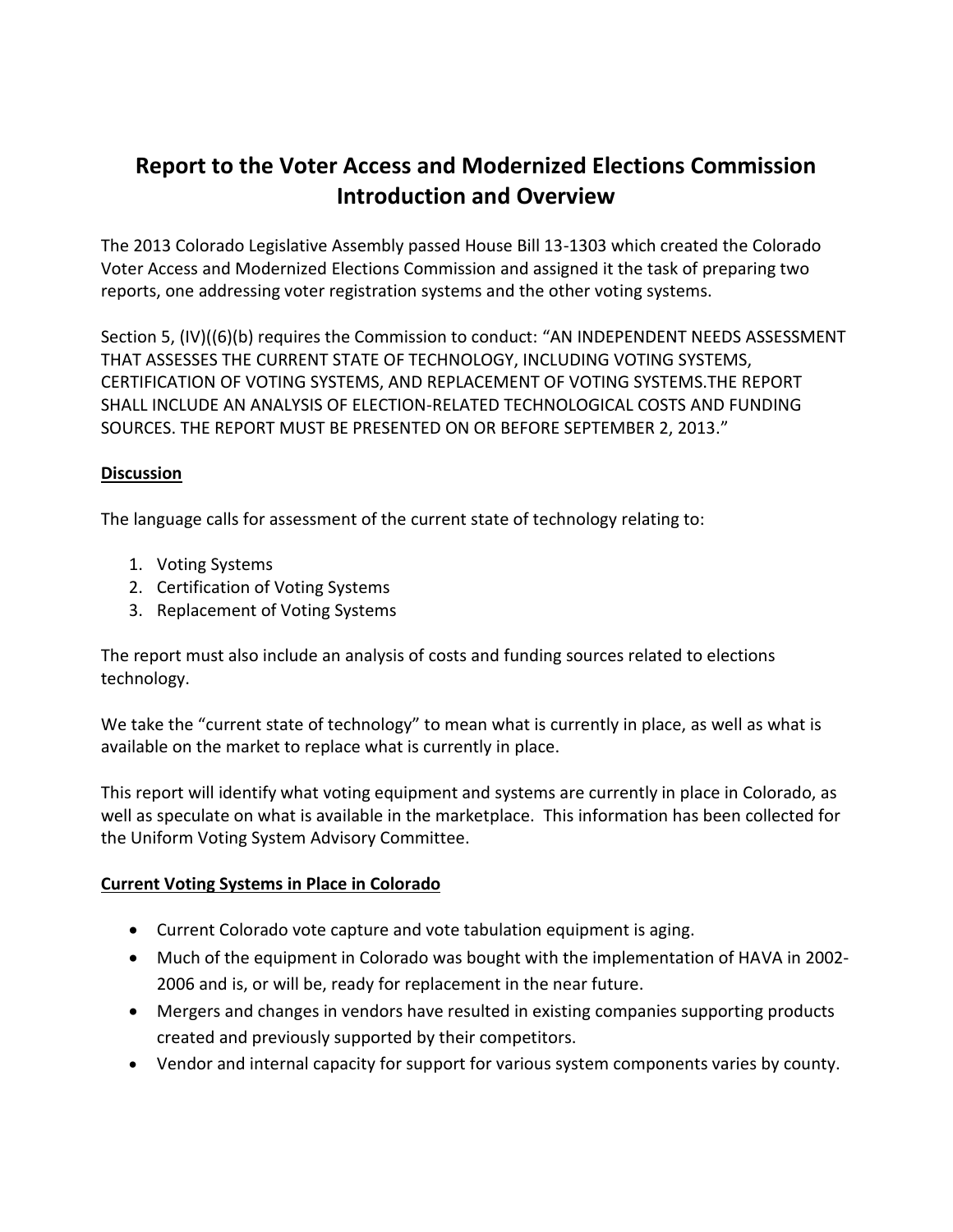# Report to the Voter Access and Modernized Elections Commission Introduction and Overview

The 2013 Colorado Legislative Assembly passed House Bill 13-1303 which created the Colorado Voter Access and Modernized Elections Commission and assigned it the task of preparing two reports, one addressing voter registration systems and the other voting systems.

Section 5, (IV)((6)(b) requires the Commission to conduct: "AN INDEPENDENT NEEDS ASSESSMENT THAT ASSESSES THE CURRENT STATE OF TECHNOLOGY, INCLUDING VOTING SYSTEMS, CERTIFICATION OF VOTING SYSTEMS, AND REPLACEMENT OF VOTING SYSTEMS.THE REPORT SHALL INCLUDE AN ANALYSIS OF ELECTION-RELATED TECHNOLOGICAL COSTS AND FUNDING SOURCES. THE REPORT MUST BE PRESENTED ON OR BEFORE SEPTEMBER 2, 2013."

**Discussion**

The language calls for assessment of the current state of technology relating to:

1. Voting Systems
2. Certification of Voting Systems
3. Replacement of Voting Systems

The report must also include an analysis of costs and funding sources related to elections technology.

We take the "current state of technology" to mean what is currently in place, as well as what is available on the market to replace what is currently in place.

This report will identify what voting equipment and systems are currently in place in Colorado, as well as speculate on what is available in the marketplace. This information has been collected for the Uniform Voting System Advisory Committee.

**Current Voting Systems in Place in Colorado**

- Current Colorado vote capture and vote tabulation equipment is aging.
- Much of the equipment in Colorado was bought with the implementation of HAVA in 2002-2006 and is, or will be, ready for replacement in the near future.
- Mergers and changes in vendors have resulted in existing companies supporting products created and previously supported by their competitors.
- Vendor and internal capacity for support for various system components varies by county.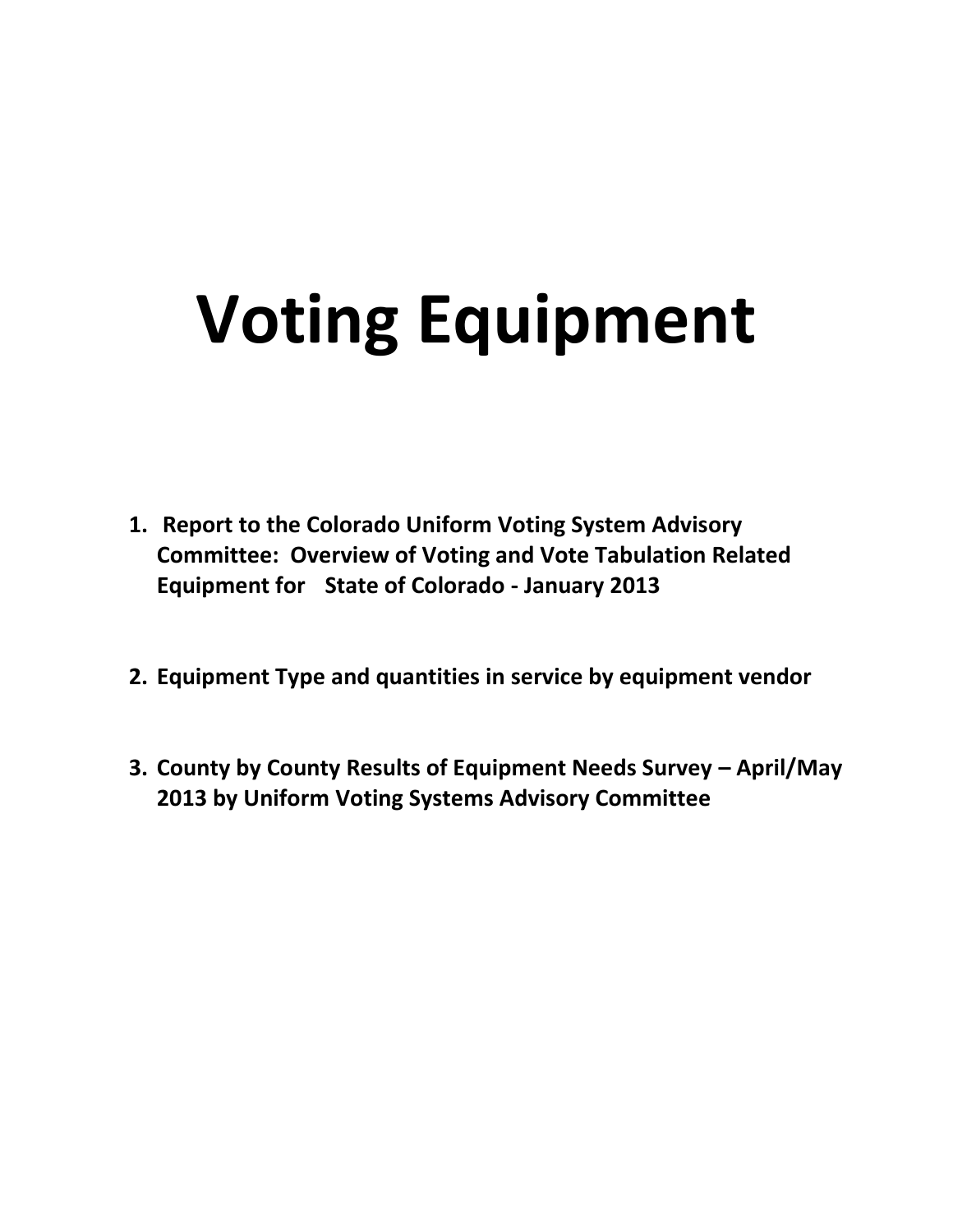# Voting Equipment

1. **Report to the Colorado Uniform Voting System Advisory Committee: Overview of Voting and Vote Tabulation Related Equipment for State of Colorado - January 2013**
2. **Equipment Type and quantities in service by equipment vendor**
3. **County by County Results of Equipment Needs Survey – April/May 2013 by Uniform Voting Systems Advisory Committee**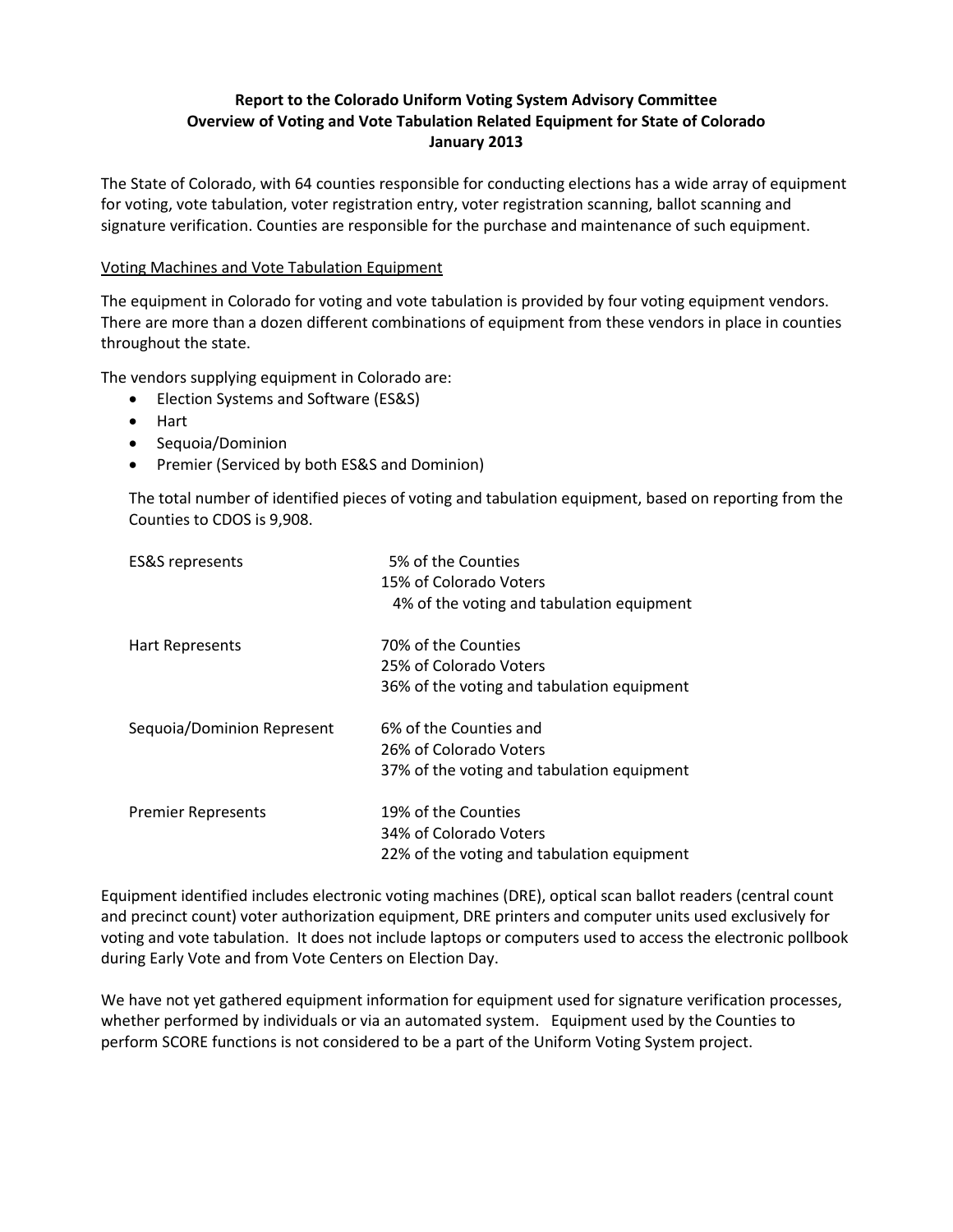**Report to the Colorado Uniform Voting System Advisory Committee**
**Overview of Voting and Vote Tabulation Related Equipment for State of Colorado**
**January 2013**

The State of Colorado, with 64 counties responsible for conducting elections has a wide array of equipment for voting, vote tabulation, voter registration entry, voter registration scanning, ballot scanning and signature verification. Counties are responsible for the purchase and maintenance of such equipment.

<u>Voting Machines and Vote Tabulation Equipment</u>

The equipment in Colorado for voting and vote tabulation is provided by four voting equipment vendors. There are more than a dozen different combinations of equipment from these vendors in place in counties throughout the state.

The vendors supplying equipment in Colorado are:

- Election Systems and Software (ES&S)
- Hart
- Sequoia/Dominion
- Premier (Serviced by both ES&S and Dominion)

The total number of identified pieces of voting and tabulation equipment, based on reporting from the Counties to CDOS is 9,908.

| | |
|---|---|
| ES&S represents | 5% of the Counties<br>15% of Colorado Voters<br>4% of the voting and tabulation equipment |
| Hart Represents | 70% of the Counties<br>25% of Colorado Voters<br>36% of the voting and tabulation equipment |
| Sequoia/Dominion Represent | 6% of the Counties and<br>26% of Colorado Voters<br>37% of the voting and tabulation equipment |
| Premier Represents | 19% of the Counties<br>34% of Colorado Voters<br>22% of the voting and tabulation equipment |

Equipment identified includes electronic voting machines (DRE), optical scan ballot readers (central count and precinct count) voter authorization equipment, DRE printers and computer units used exclusively for voting and vote tabulation. It does not include laptops or computers used to access the electronic pollbook during Early Vote and from Vote Centers on Election Day.

We have not yet gathered equipment information for equipment used for signature verification processes, whether performed by individuals or via an automated system. Equipment used by the Counties to perform SCORE functions is not considered to be a part of the Uniform Voting System project.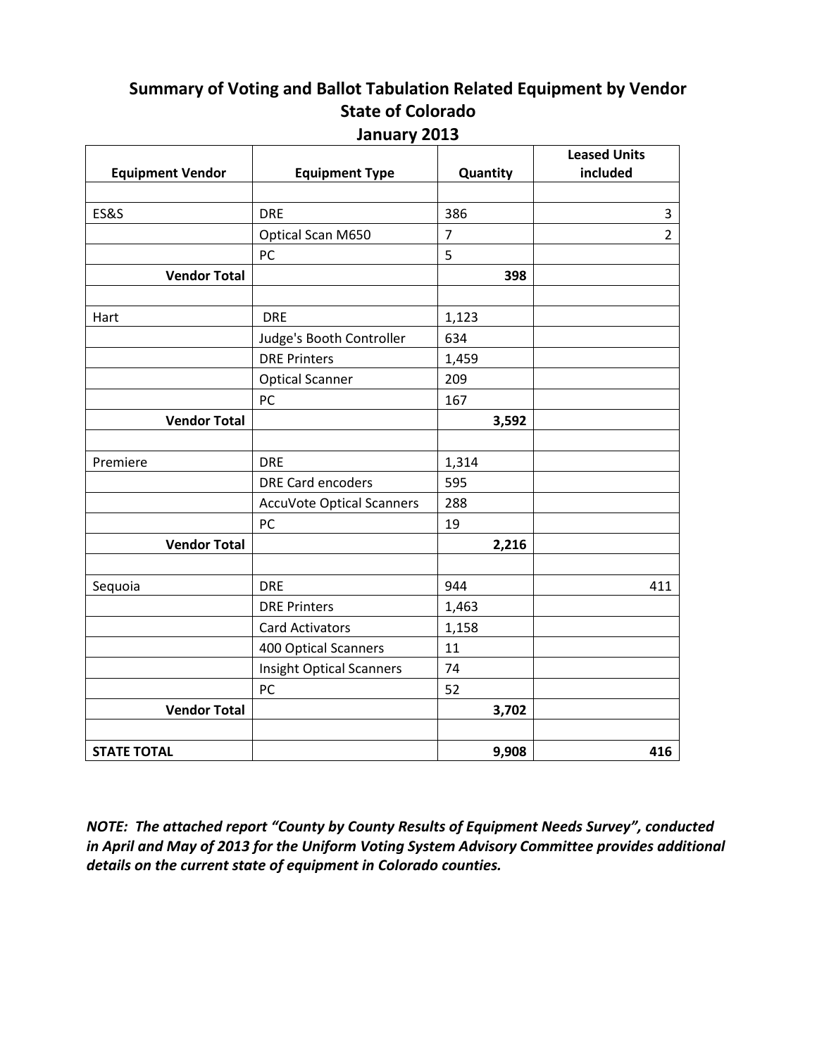## Summary of Voting and Ballot Tabulation Related Equipment by Vendor
## State of Colorado
## January 2013

| Equipment Vendor | Equipment Type | Quantity | Leased Units included |
|---|---|---|---|
| | | | |
| ES&S | DRE | 386 | 3 |
| | Optical Scan M650 | 7 | 2 |
| | PC | 5 | |
| **Vendor Total** | | **398** | |
| | | | |
| Hart | DRE | 1,123 | |
| | Judge's Booth Controller | 634 | |
| | DRE Printers | 1,459 | |
| | Optical Scanner | 209 | |
| | PC | 167 | |
| **Vendor Total** | | **3,592** | |
| | | | |
| Premiere | DRE | 1,314 | |
| | DRE Card encoders | 595 | |
| | AccuVote Optical Scanners | 288 | |
| | PC | 19 | |
| **Vendor Total** | | **2,216** | |
| | | | |
| Sequoia | DRE | 944 | 411 |
| | DRE Printers | 1,463 | |
| | Card Activators | 1,158 | |
| | 400 Optical Scanners | 11 | |
| | Insight Optical Scanners | 74 | |
| | PC | 52 | |
| **Vendor Total** | | **3,702** | |
| | | | |
| **STATE TOTAL** | | **9,908** | **416** |

***NOTE: The attached report "County by County Results of Equipment Needs Survey", conducted in April and May of 2013 for the Uniform Voting System Advisory Committee provides additional details on the current state of equipment in Colorado counties.***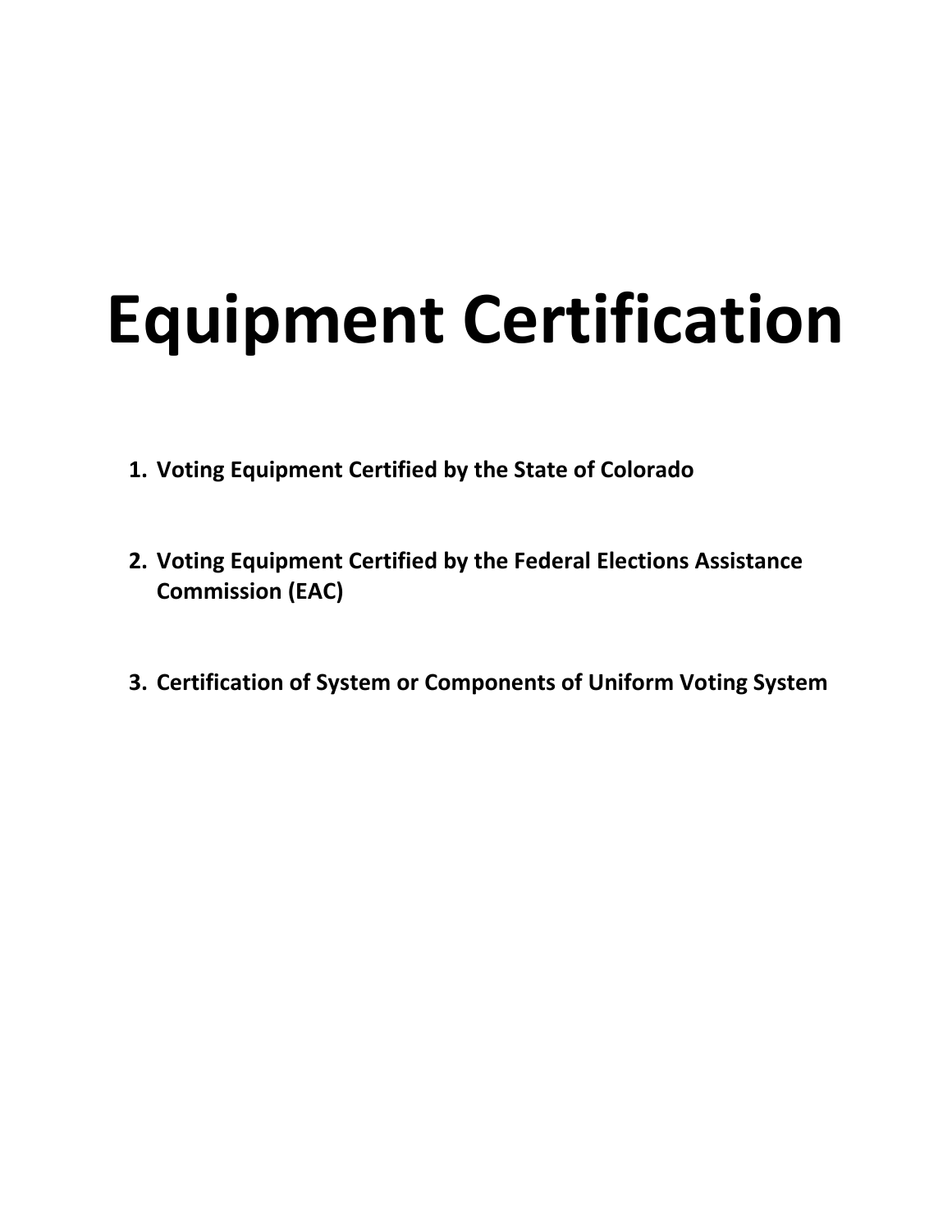# Equipment Certification

1. **Voting Equipment Certified by the State of Colorado**
2. **Voting Equipment Certified by the Federal Elections Assistance Commission (EAC)**
3. **Certification of System or Components of Uniform Voting System**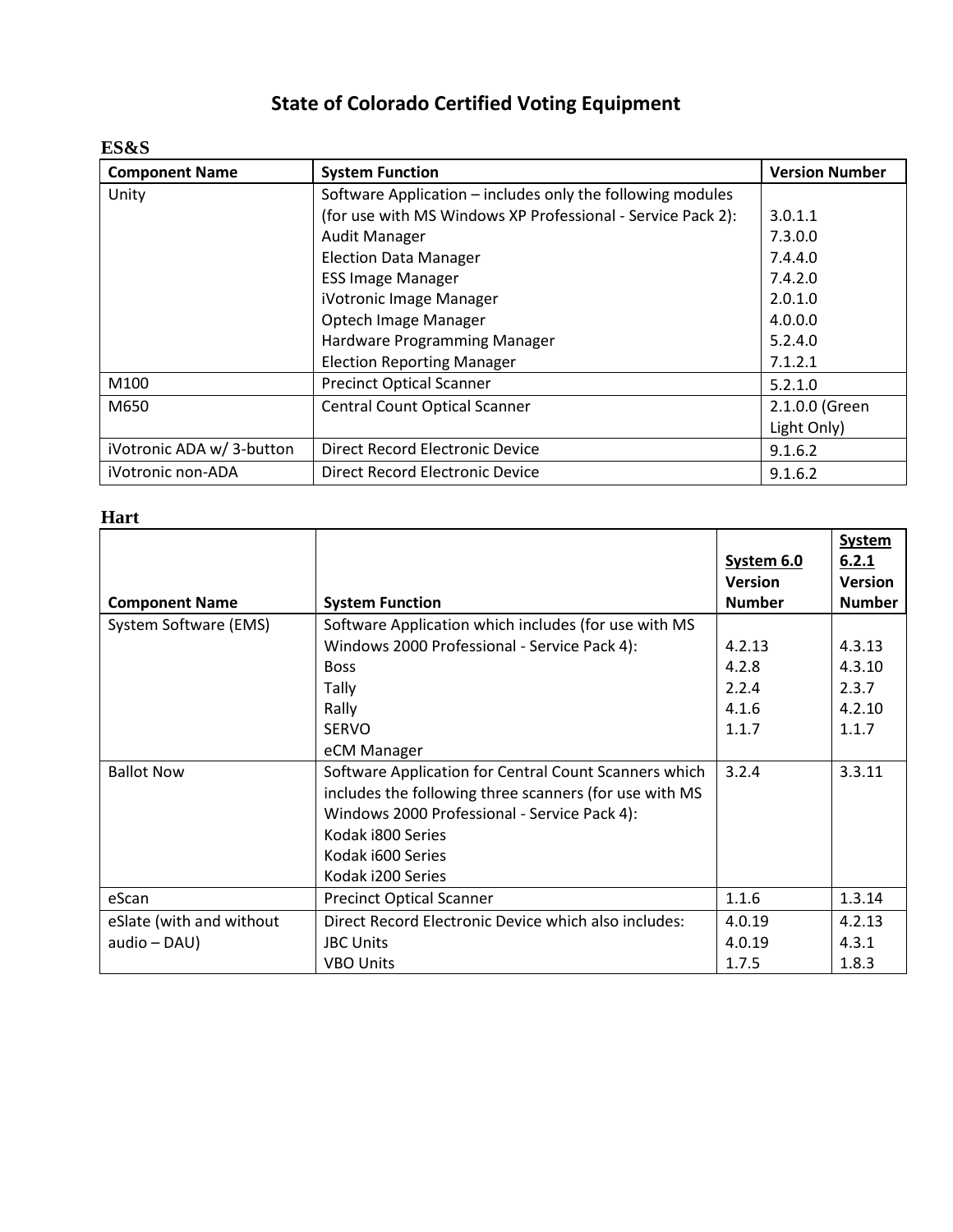# State of Colorado Certified Voting Equipment

## ES&S

| Component Name | System Function | Version Number |
|---|---|---|
| Unity | Software Application – includes only the following modules (for use with MS Windows XP Professional - Service Pack 2):<br>Audit Manager<br>Election Data Manager<br>ESS Image Manager<br>iVotronic Image Manager<br>Optech Image Manager<br>Hardware Programming Manager<br>Election Reporting Manager | <br>3.0.1.1<br>7.3.0.0<br>7.4.4.0<br>7.4.2.0<br>2.0.1.0<br>4.0.0.0<br>5.2.4.0<br>7.1.2.1 |
| M100 | Precinct Optical Scanner | 5.2.1.0 |
| M650 | Central Count Optical Scanner | 2.1.0.0 (Green Light Only) |
| iVotronic ADA w/ 3-button | Direct Record Electronic Device | 9.1.6.2 |
| iVotronic non-ADA | Direct Record Electronic Device | 9.1.6.2 |

## Hart

| Component Name | System Function | System 6.0 Version Number | System 6.2.1 Version Number |
|---|---|---|---|
| System Software (EMS) | Software Application which includes (for use with MS Windows 2000 Professional - Service Pack 4):<br>Boss<br>Tally<br>Rally<br>SERVO<br>eCM Manager | <br>4.2.13<br>4.2.8<br>2.2.4<br>4.1.6<br>1.1.7 | <br>4.3.13<br>4.3.10<br>2.3.7<br>4.2.10<br>1.1.7 |
| Ballot Now | Software Application for Central Count Scanners which includes the following three scanners (for use with MS Windows 2000 Professional - Service Pack 4):<br>Kodak i800 Series<br>Kodak i600 Series<br>Kodak i200 Series | 3.2.4 | 3.3.11 |
| eScan | Precinct Optical Scanner | 1.1.6 | 1.3.14 |
| eSlate (with and without audio – DAU) | Direct Record Electronic Device which also includes:<br>JBC Units<br>VBO Units | 4.0.19<br>4.0.19<br>1.7.5 | 4.2.13<br>4.3.1<br>1.8.3 |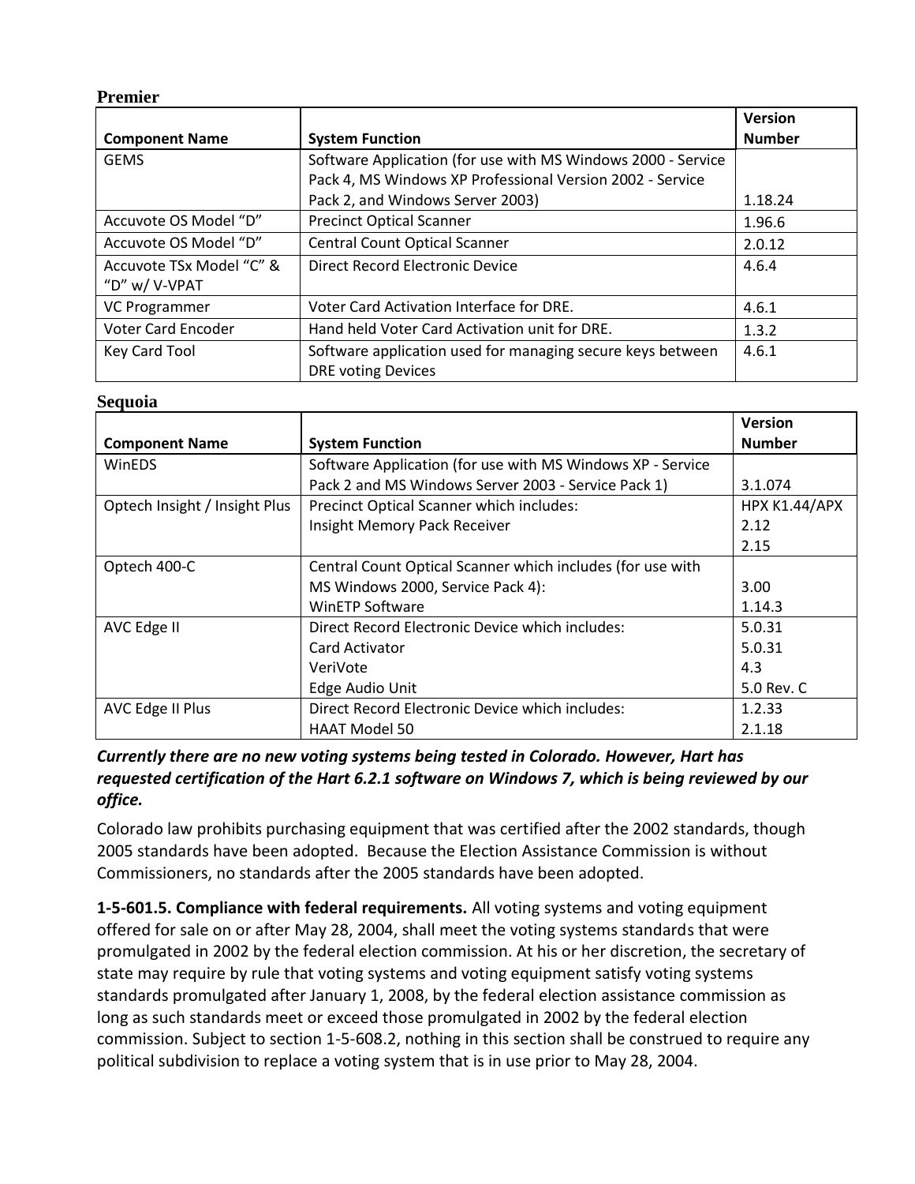**Premier**

| Component Name | System Function | Version Number |
|---|---|---|
| GEMS | Software Application (for use with MS Windows 2000 - Service Pack 4, MS Windows XP Professional Version 2002 - Service Pack 2, and Windows Server 2003) | 1.18.24 |
| Accuvote OS Model "D" | Precinct Optical Scanner | 1.96.6 |
| Accuvote OS Model "D" | Central Count Optical Scanner | 2.0.12 |
| Accuvote TSx Model "C" & "D" w/ V-VPAT | Direct Record Electronic Device | 4.6.4 |
| VC Programmer | Voter Card Activation Interface for DRE. | 4.6.1 |
| Voter Card Encoder | Hand held Voter Card Activation unit for DRE. | 1.3.2 |
| Key Card Tool | Software application used for managing secure keys between DRE voting Devices | 4.6.1 |

**Sequoia**

| Component Name | System Function | Version Number |
|---|---|---|
| WinEDS | Software Application (for use with MS Windows XP - Service Pack 2 and MS Windows Server 2003 - Service Pack 1) | 3.1.074 |
| Optech Insight / Insight Plus | Precinct Optical Scanner which includes:<br>Insight Memory Pack Receiver | HPX K1.44/APX 2.12<br>2.15 |
| Optech 400-C | Central Count Optical Scanner which includes (for use with MS Windows 2000, Service Pack 4):<br>WinETP Software | 3.00<br>1.14.3 |
| AVC Edge II | Direct Record Electronic Device which includes:<br>Card Activator<br>VeriVote<br>Edge Audio Unit | 5.0.31<br>5.0.31<br>4.3<br>5.0 Rev. C |
| AVC Edge II Plus | Direct Record Electronic Device which includes:<br>HAAT Model 50 | 1.2.33<br>2.1.18 |

***Currently there are no new voting systems being tested in Colorado. However, Hart has requested certification of the Hart 6.2.1 software on Windows 7, which is being reviewed by our office.***

Colorado law prohibits purchasing equipment that was certified after the 2002 standards, though 2005 standards have been adopted. Because the Election Assistance Commission is without Commissioners, no standards after the 2005 standards have been adopted.

**1-5-601.5. Compliance with federal requirements.** All voting systems and voting equipment offered for sale on or after May 28, 2004, shall meet the voting systems standards that were promulgated in 2002 by the federal election commission. At his or her discretion, the secretary of state may require by rule that voting systems and voting equipment satisfy voting systems standards promulgated after January 1, 2008, by the federal election assistance commission as long as such standards meet or exceed those promulgated in 2002 by the federal election commission. Subject to section 1-5-608.2, nothing in this section shall be construed to require any political subdivision to replace a voting system that is in use prior to May 28, 2004.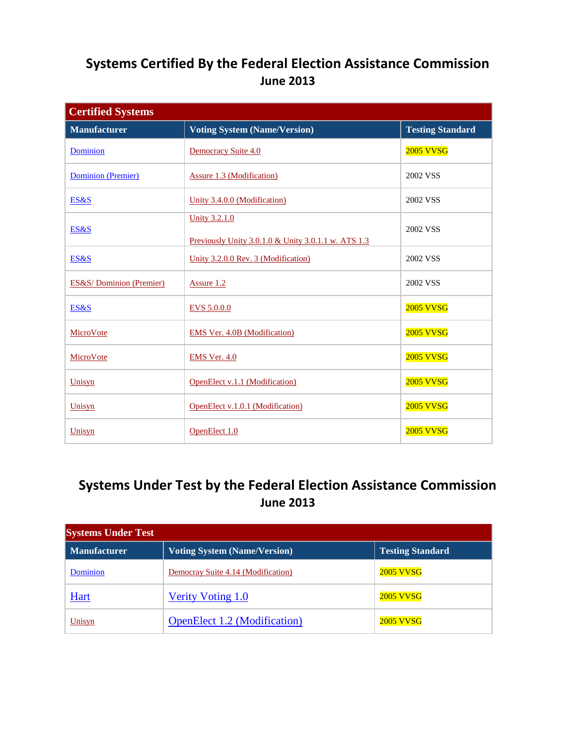# Systems Certified By the Federal Election Assistance Commission
## June 2013

| Certified Systems | | |
|---|---|---|
| **Manufacturer** | **Voting System (Name/Version)** | **Testing Standard** |
| Dominion | Democracy Suite 4.0 | 2005 VVSG |
| Dominion (Premier) | Assure 1.3 (Modification) | 2002 VSS |
| ES&S | Unity 3.4.0.0 (Modification) | 2002 VSS |
| ES&S | Unity 3.2.1.0<br><br>Previously Unity 3.0.1.0 & Unity 3.0.1.1 w. ATS 1.3 | 2002 VSS |
| ES&S | Unity 3.2.0.0 Rev. 3 (Modification) | 2002 VSS |
| ES&S/ Dominion (Premier) | Assure 1.2 | 2002 VSS |
| ES&S | EVS 5.0.0.0 | 2005 VVSG |
| MicroVote | EMS Ver. 4.0B (Modification) | 2005 VVSG |
| MicroVote | EMS Ver. 4.0 | 2005 VVSG |
| Unisyn | OpenElect v.1.1 (Modification) | 2005 VVSG |
| Unisyn | OpenElect v.1.0.1 (Modification) | 2005 VVSG |
| Unisyn | OpenElect 1.0 | 2005 VVSG |

# Systems Under Test by the Federal Election Assistance Commission
## June 2013

| Systems Under Test | | |
|---|---|---|
| **Manufacturer** | **Voting System (Name/Version)** | **Testing Standard** |
| Dominion | Democray Suite 4.14 (Modification) | 2005 VVSG |
| Hart | Verity Voting 1.0 | 2005 VVSG |
| Unisyn | OpenElect 1.2 (Modification) | 2005 VVSG |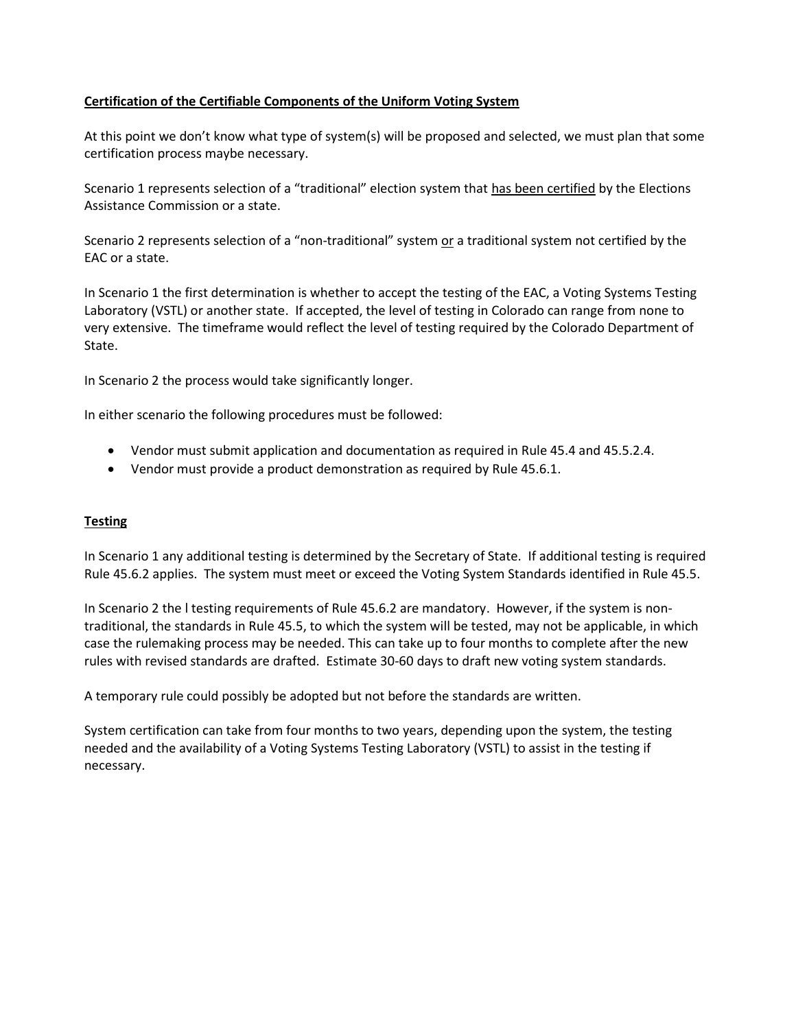**Certification of the Certifiable Components of the Uniform Voting System**

At this point we don't know what type of system(s) will be proposed and selected, we must plan that some certification process maybe necessary.

Scenario 1 represents selection of a "traditional" election system that has been certified by the Elections Assistance Commission or a state.

Scenario 2 represents selection of a "non-traditional" system or a traditional system not certified by the EAC or a state.

In Scenario 1 the first determination is whether to accept the testing of the EAC, a Voting Systems Testing Laboratory (VSTL) or another state. If accepted, the level of testing in Colorado can range from none to very extensive. The timeframe would reflect the level of testing required by the Colorado Department of State.

In Scenario 2 the process would take significantly longer.

In either scenario the following procedures must be followed:

- Vendor must submit application and documentation as required in Rule 45.4 and 45.5.2.4.
- Vendor must provide a product demonstration as required by Rule 45.6.1.

**Testing**

In Scenario 1 any additional testing is determined by the Secretary of State. If additional testing is required Rule 45.6.2 applies. The system must meet or exceed the Voting System Standards identified in Rule 45.5.

In Scenario 2 the l testing requirements of Rule 45.6.2 are mandatory. However, if the system is non-traditional, the standards in Rule 45.5, to which the system will be tested, may not be applicable, in which case the rulemaking process may be needed. This can take up to four months to complete after the new rules with revised standards are drafted. Estimate 30-60 days to draft new voting system standards.

A temporary rule could possibly be adopted but not before the standards are written.

System certification can take from four months to two years, depending upon the system, the testing needed and the availability of a Voting Systems Testing Laboratory (VSTL) to assist in the testing if necessary.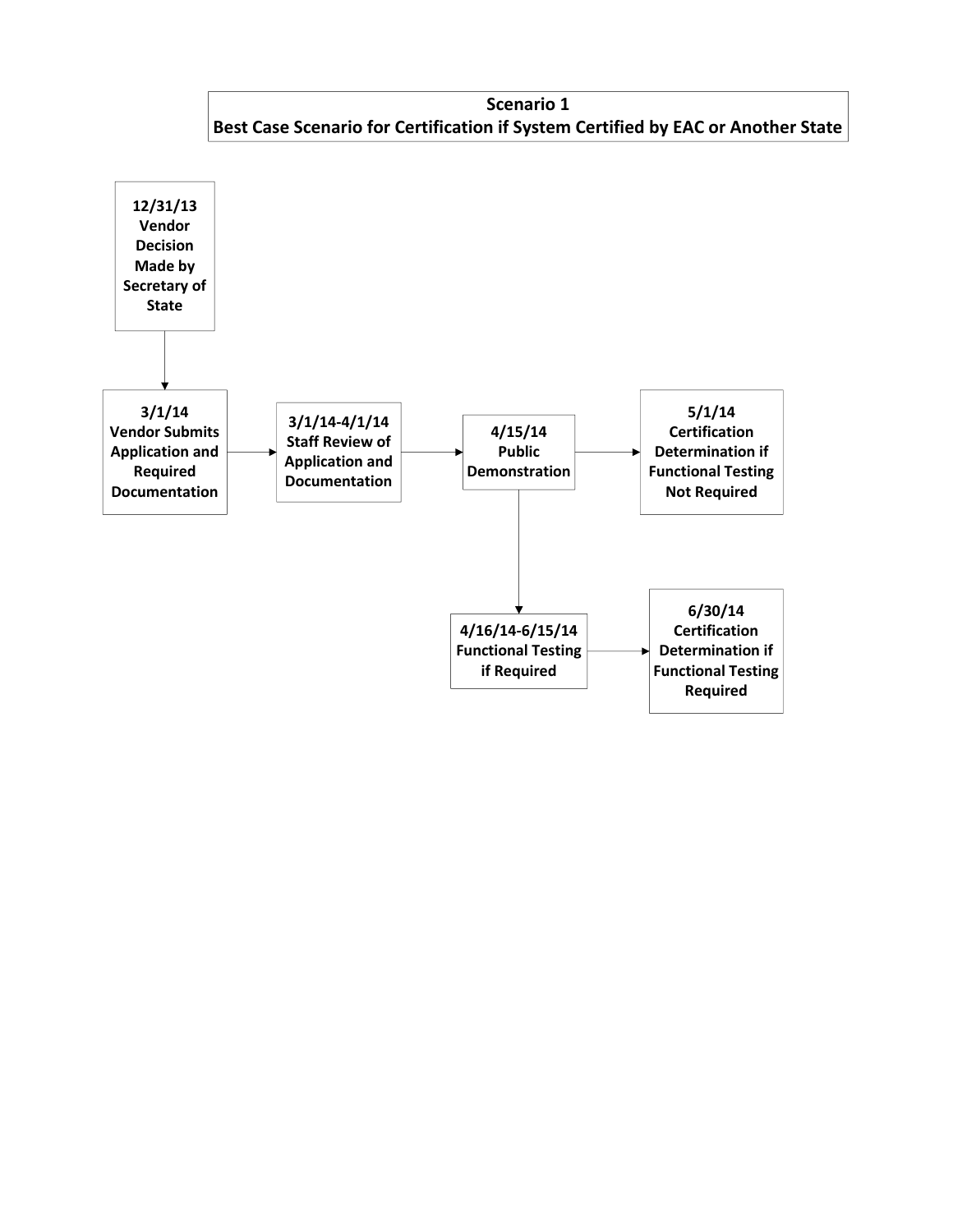## Scenario 1
## Best Case Scenario for Certification if System Certified by EAC or Another State

**12/31/13**
**Vendor Decision Made by Secretary of State**

**3/1/14**
**Vendor Submits Application and Required Documentation**

**3/1/14-4/1/14**
**Staff Review of Application and Documentation**

**4/15/14**
**Public Demonstration**

**5/1/14**
**Certification Determination if Functional Testing Not Required**

**4/16/14-6/15/14**
**Functional Testing if Required**

**6/30/14**
**Certification Determination if Functional Testing Required**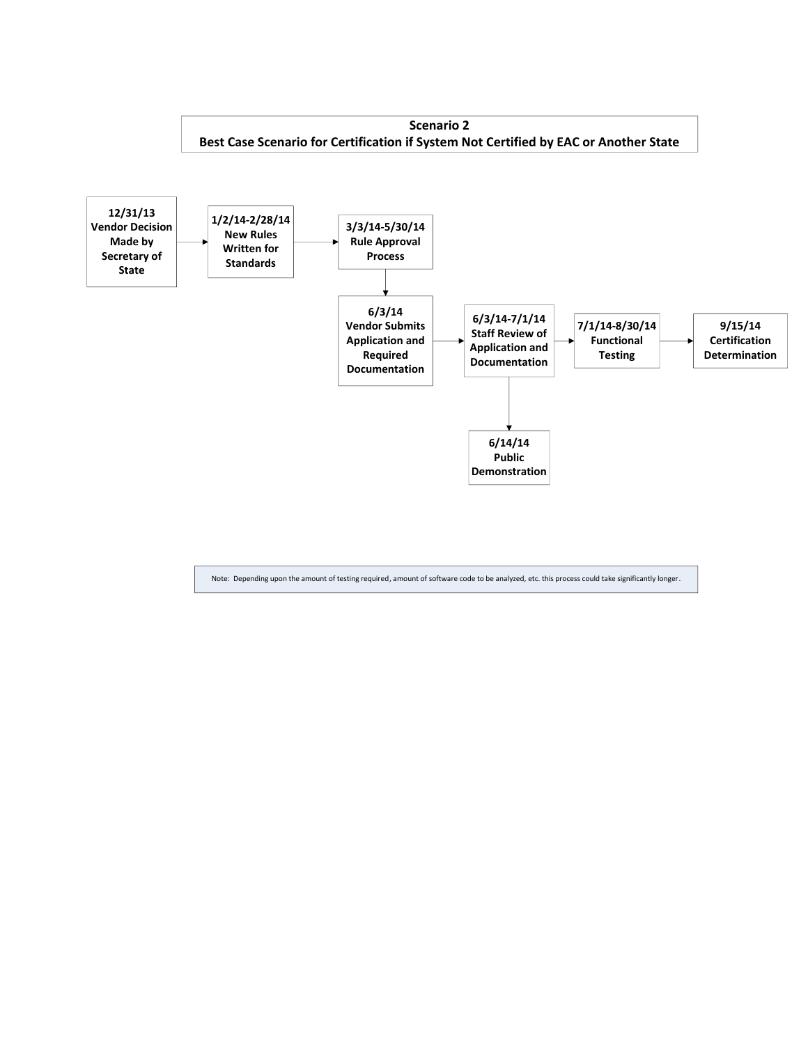## Scenario 2
## Best Case Scenario for Certification if System Not Certified by EAC or Another State

**12/31/13**
**Vendor Decision Made by Secretary of State**

**1/2/14-2/28/14**
**New Rules Written for Standards**

**3/3/14-5/30/14**
**Rule Approval Process**

**6/3/14**
**Vendor Submits Application and Required Documentation**

**6/3/14-7/1/14**
**Staff Review of Application and Documentation**

**6/14/14**
**Public Demonstration**

**7/1/14-8/30/14**
**Functional Testing**

**9/15/14**
**Certification Determination**

Note: Depending upon the amount of testing required, amount of software code to be analyzed, etc. this process could take significantly longer.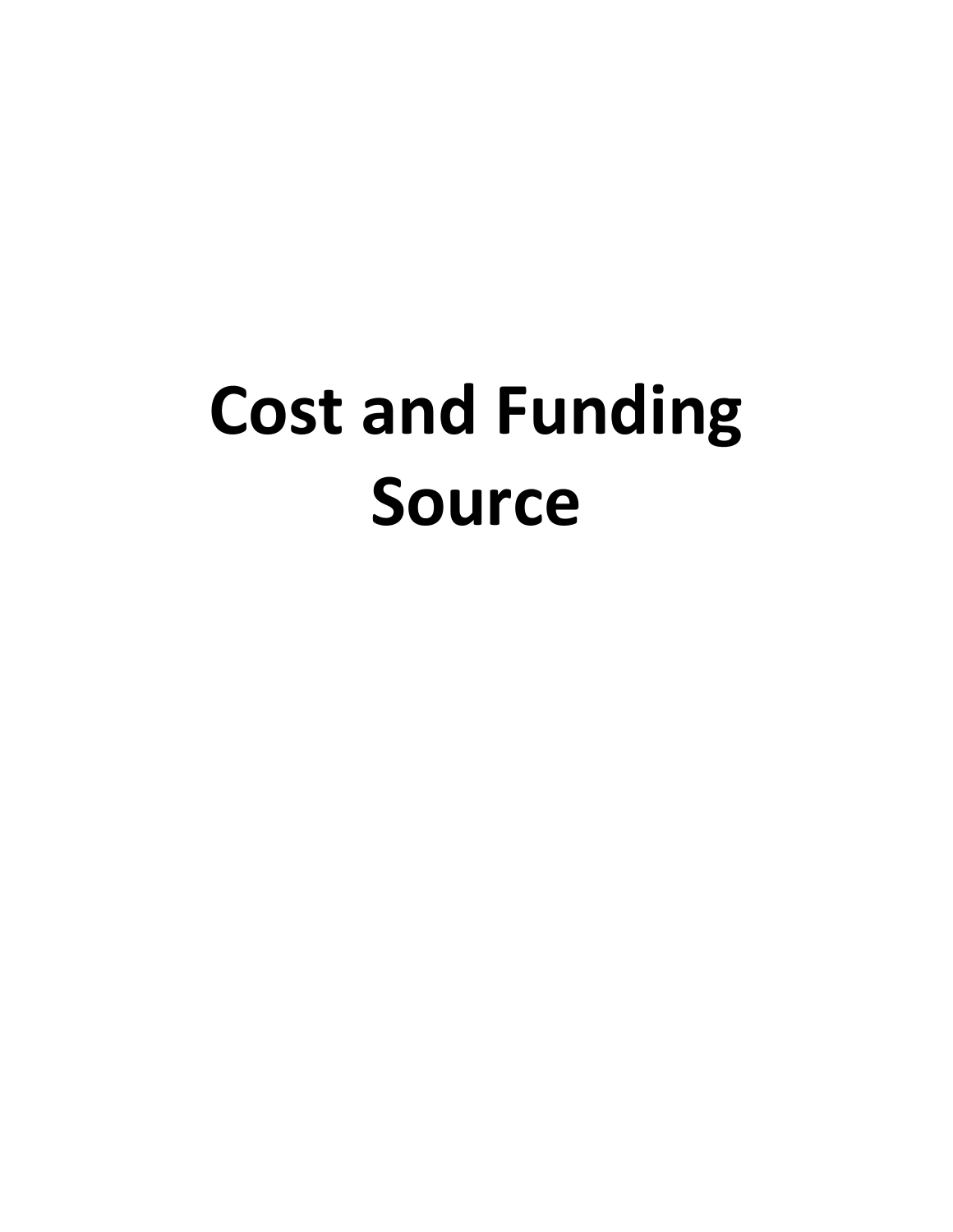# Cost and Funding Source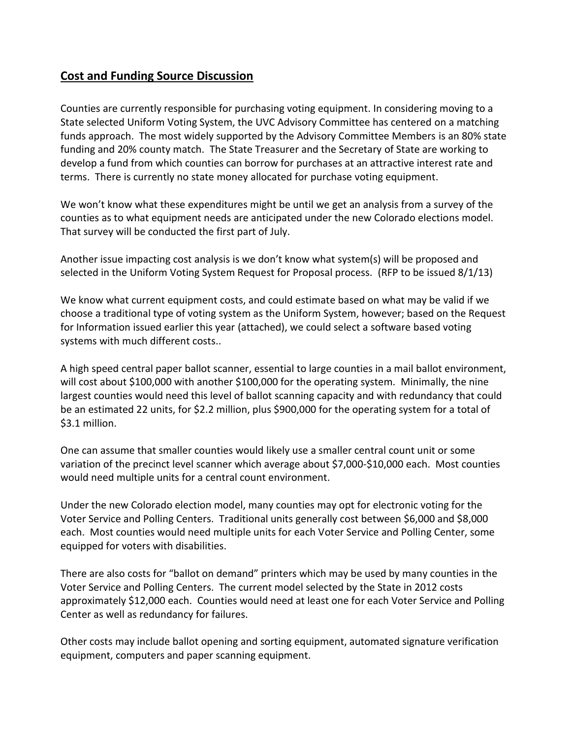## Cost and Funding Source Discussion

Counties are currently responsible for purchasing voting equipment. In considering moving to a State selected Uniform Voting System, the UVC Advisory Committee has centered on a matching funds approach. The most widely supported by the Advisory Committee Members is an 80% state funding and 20% county match. The State Treasurer and the Secretary of State are working to develop a fund from which counties can borrow for purchases at an attractive interest rate and terms. There is currently no state money allocated for purchase voting equipment.

We won't know what these expenditures might be until we get an analysis from a survey of the counties as to what equipment needs are anticipated under the new Colorado elections model. That survey will be conducted the first part of July.

Another issue impacting cost analysis is we don't know what system(s) will be proposed and selected in the Uniform Voting System Request for Proposal process. (RFP to be issued 8/1/13)

We know what current equipment costs, and could estimate based on what may be valid if we choose a traditional type of voting system as the Uniform System, however; based on the Request for Information issued earlier this year (attached), we could select a software based voting systems with much different costs..

A high speed central paper ballot scanner, essential to large counties in a mail ballot environment, will cost about $100,000 with another $100,000 for the operating system. Minimally, the nine largest counties would need this level of ballot scanning capacity and with redundancy that could be an estimated 22 units, for $2.2 million, plus $900,000 for the operating system for a total of $3.1 million.

One can assume that smaller counties would likely use a smaller central count unit or some variation of the precinct level scanner which average about $7,000-$10,000 each. Most counties would need multiple units for a central count environment.

Under the new Colorado election model, many counties may opt for electronic voting for the Voter Service and Polling Centers. Traditional units generally cost between $6,000 and $8,000 each. Most counties would need multiple units for each Voter Service and Polling Center, some equipped for voters with disabilities.

There are also costs for "ballot on demand" printers which may be used by many counties in the Voter Service and Polling Centers. The current model selected by the State in 2012 costs approximately $12,000 each. Counties would need at least one for each Voter Service and Polling Center as well as redundancy for failures.

Other costs may include ballot opening and sorting equipment, automated signature verification equipment, computers and paper scanning equipment.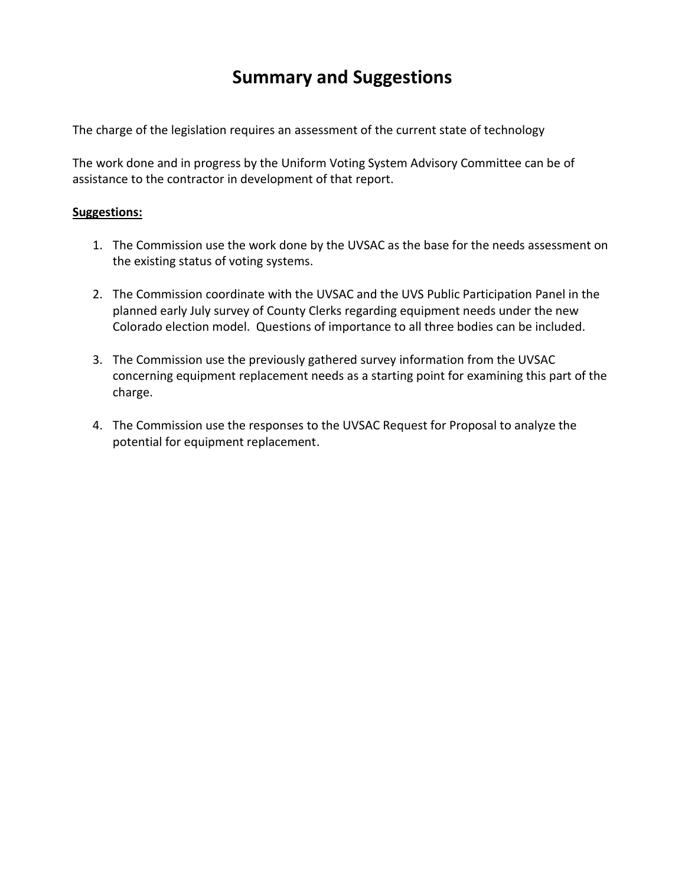# Summary and Suggestions

The charge of the legislation requires an assessment of the current state of technology

The work done and in progress by the Uniform Voting System Advisory Committee can be of assistance to the contractor in development of that report.

**Suggestions:**

1. The Commission use the work done by the UVSAC as the base for the needs assessment on the existing status of voting systems.

2. The Commission coordinate with the UVSAC and the UVS Public Participation Panel in the planned early July survey of County Clerks regarding equipment needs under the new Colorado election model. Questions of importance to all three bodies can be included.

3. The Commission use the previously gathered survey information from the UVSAC concerning equipment replacement needs as a starting point for examining this part of the charge.

4. The Commission use the responses to the UVSAC Request for Proposal to analyze the potential for equipment replacement.